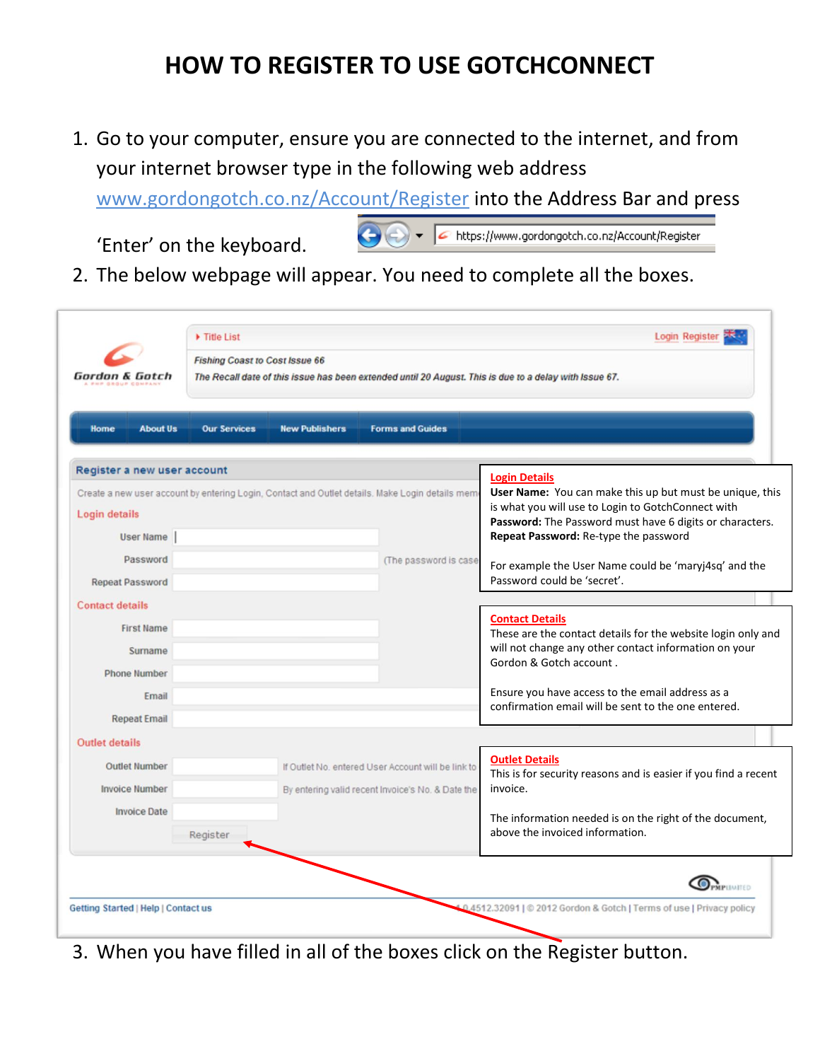# HOW TO REGISTER TO USE GOTCHCONNECT

1. Go to your computer, ensure you are connected to the internet, and from your internet browser type in the following web address www.gordongotch.co.nz/Account/Register into the Address Bar and press 'Enter' on the keyboard.

   https://www.gordongotch.co.nz/Account/Register

2. The below webpage will appear. You need to complete all the boxes.

Title List | Login Register

*Fishing Coast to Cost Issue 66*

*The Recall date of this issue has been extended until 20 August. This is due to a delay with Issue 67.*

Gordon & Gotch

Home | About Us | Our Services | New Publishers | Forms and Guides

**Register a new user account**

Create a new user account by entering Login, Contact and Outlet details. Make Login details mem

**Login details**

- User Name
- Password (The password is case
- Repeat Password

**Contact details**

- First Name
- Surname
- Phone Number
- Email
- Repeat Email

**Outlet details**

- Outlet Number — If Outlet No. entered User Account will be link to
- Invoice Number — By entering valid recent Invoice's No. & Date the
- Invoice Date

Register

**Login Details**

**User Name:** You can make this up but must be unique, this is what you will use to Login to GotchConnect with

**Password:** The Password must have 6 digits or characters.

**Repeat Password:** Re-type the password

For example the User Name could be 'maryj4sq' and the Password could be 'secret'.

**Contact Details**

These are the contact details for the website login only and will not change any other contact information on your Gordon & Gotch account .

Ensure you have access to the email address as a confirmation email will be sent to the one entered.

**Outlet Details**

This is for security reasons and is easier if you find a recent invoice.

The information needed is on the right of the document, above the invoiced information.

Getting Started | Help | Contact us

1.0.4512.32091 | © 2012 Gordon & Gotch | Terms of use | Privacy policy

3. When you have filled in all of the boxes click on the Register button.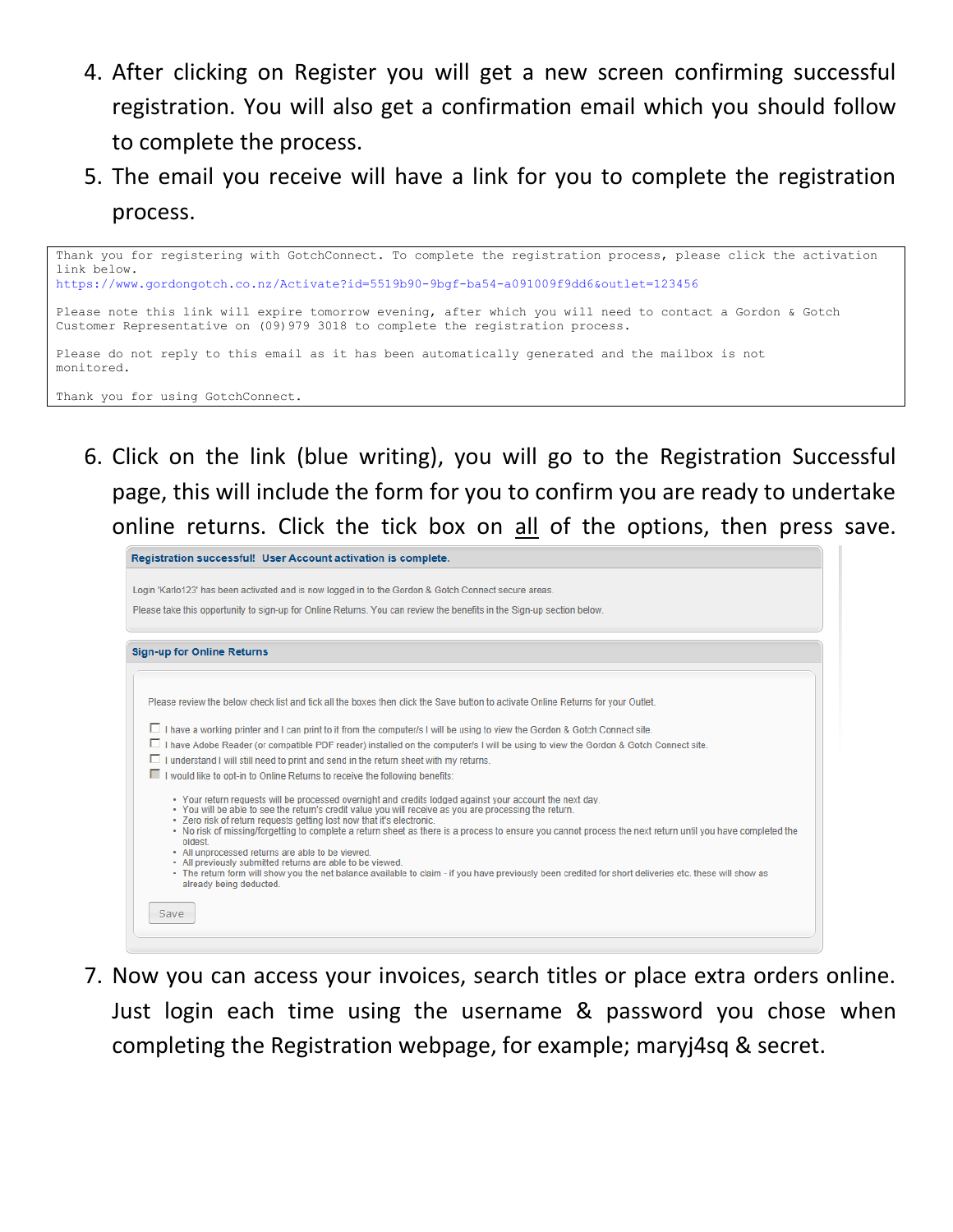4. After clicking on Register you will get a new screen confirming successful registration. You will also get a confirmation email which you should follow to complete the process.
5. The email you receive will have a link for you to complete the registration process.

```
Thank you for registering with GotchConnect. To complete the registration process, please click the activation
link below.
https://www.gordongotch.co.nz/Activate?id=5519b90-9bgf-ba54-a091009f9dd6&outlet=123456

Please note this link will expire tomorrow evening, after which you will need to contact a Gordon & Gotch
Customer Representative on (09)979 3018 to complete the registration process.

Please do not reply to this email as it has been automatically generated and the mailbox is not
monitored.

Thank you for using GotchConnect.
```

6. Click on the link (blue writing), you will go to the Registration Successful page, this will include the form for you to confirm you are ready to undertake online returns. Click the tick box on <u>all</u> of the options, then press save.

**Registration successful! User Account activation is complete.**

Login 'Karlo123' has been activated and is now logged in to the Gordon & Gotch Connect secure areas.

Please take this opportunity to sign-up for Online Returns. You can review the benefits in the Sign-up section below.

**Sign-up for Online Returns**

Please review the below check list and tick all the boxes then click the Save button to activate Online Returns for your Outlet.

- [ ] I have a working printer and I can print to it from the computer/s I will be using to view the Gordon & Gotch Connect site.
- [ ] I have Adobe Reader (or compatible PDF reader) installed on the computer/s I will be using to view the Gordon & Gotch Connect site.
- [ ] I understand I will still need to print and send in the return sheet with my returns.
- [ ] I would like to opt-in to Online Returns to receive the following benefits:
  - Your return requests will be processed overnight and credits lodged against your account the next day.
  - You will be able to see the return's credit value you will receive as you are processing the return.
  - Zero risk of return requests getting lost now that it's electronic.
  - No risk of missing/forgetting to complete a return sheet as there is a process to ensure you cannot process the next return until you have completed the oldest.
  - All unprocessed returns are able to be viewed.
  - All previously submitted returns are able to be viewed.
  - The return form will show you the net balance available to claim - if you have previously been credited for short deliveries etc. these will show as already being deducted.

Save

7. Now you can access your invoices, search titles or place extra orders online. Just login each time using the username & password you chose when completing the Registration webpage, for example; maryj4sq & secret.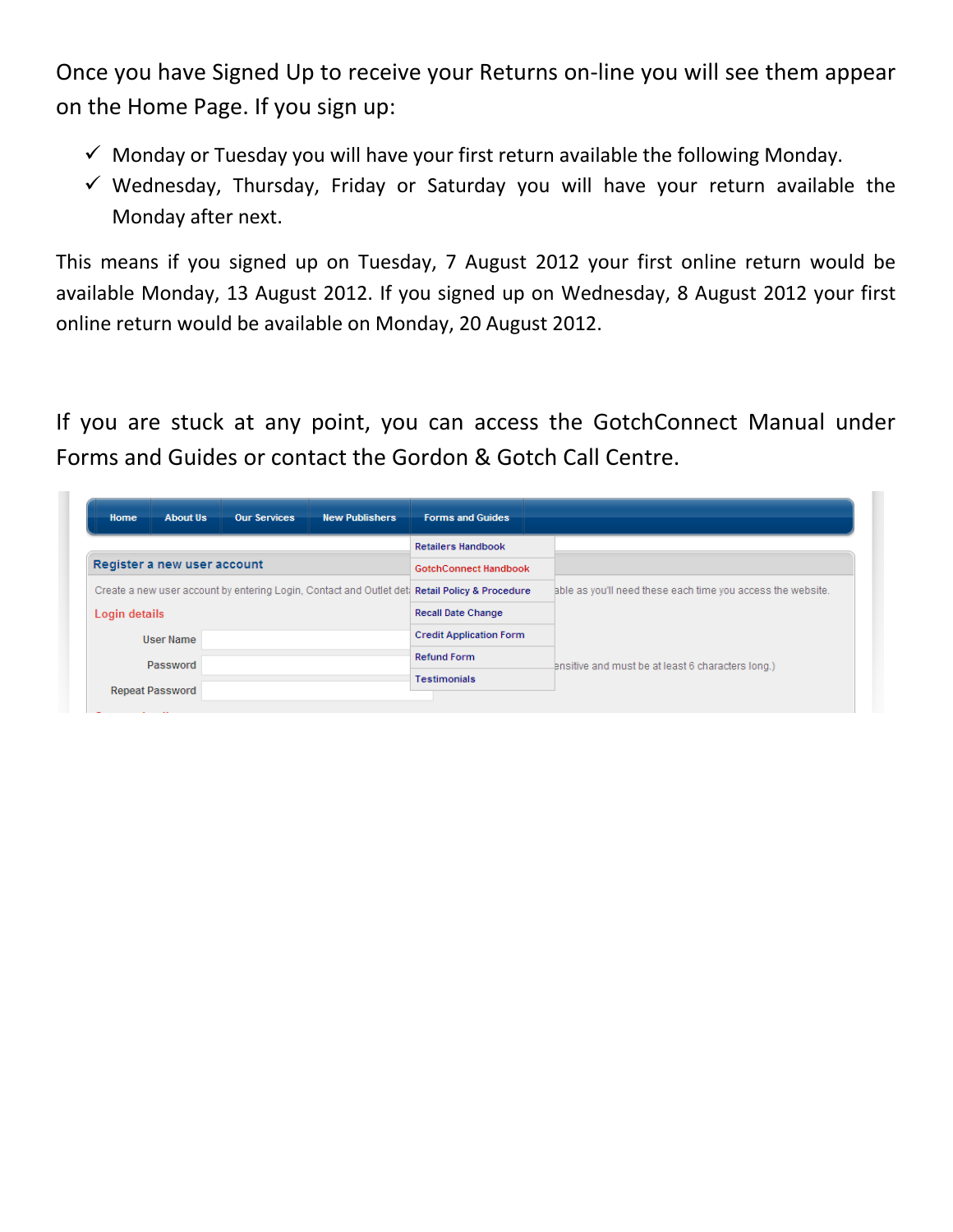Once you have Signed Up to receive your Returns on-line you will see them appear on the Home Page. If you sign up:

- ✓ Monday or Tuesday you will have your first return available the following Monday.
- ✓ Wednesday, Thursday, Friday or Saturday you will have your return available the Monday after next.

This means if you signed up on Tuesday, 7 August 2012 your first online return would be available Monday, 13 August 2012. If you signed up on Wednesday, 8 August 2012 your first online return would be available on Monday, 20 August 2012.

If you are stuck at any point, you can access the GotchConnect Manual under Forms and Guides or contact the Gordon & Gotch Call Centre.